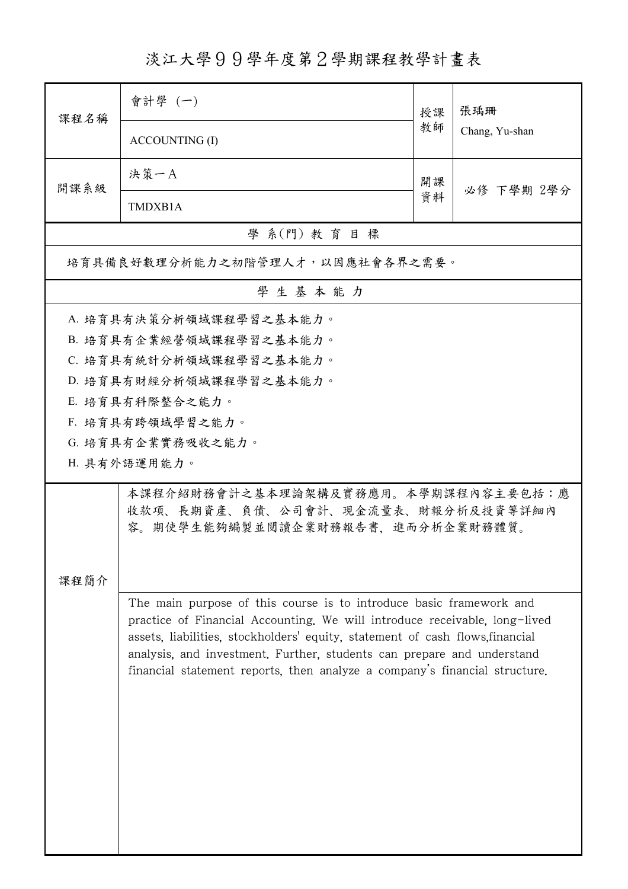# 淡江大學９９學年度第２學期課程教學計畫表

| 課程名稱 | 會計學（一） | 授課教師 | 張瑀珊 |
|---|---|---|---|
| | ACCOUNTING (I) | | Chang, Yu-shan |
| 開課系級 | 決策一Ａ | 開課資料 | 必修 下學期 2學分 |
| | TMDXB1A | | |

## 學 系(門) 教 育 目 標

培育具備良好數理分析能力之初階管理人才，以因應社會各界之需要。

## 學 生 基 本 能 力

A. 培育具有決策分析領域課程學習之基本能力。
B. 培育具有企業經營領域課程學習之基本能力。
C. 培育具有統計分析領域課程學習之基本能力。
D. 培育具有財經分析領域課程學習之基本能力。
E. 培育具有科際整合之能力。
F. 培育具有跨領域學習之能力。
G. 培育具有企業實務吸收之能力。
H. 具有外語運用能力。

## 課程簡介

本課程介紹財務會計之基本理論架構及實務應用。本學期課程內容主要包括：應收款項、長期資產、負債、公司會計、現金流量表、財報分析及投資等詳細內容。期使學生能夠編製並閱讀企業財務報告書，進而分析企業財務體質。

The main purpose of this course is to introduce basic framework and practice of Financial Accounting. We will introduce receivable, long-lived assets, liabilities, stockholders' equity, statement of cash flows,financial analysis, and investment. Further, students can prepare and understand financial statement reports, then analyze a company's financial structure.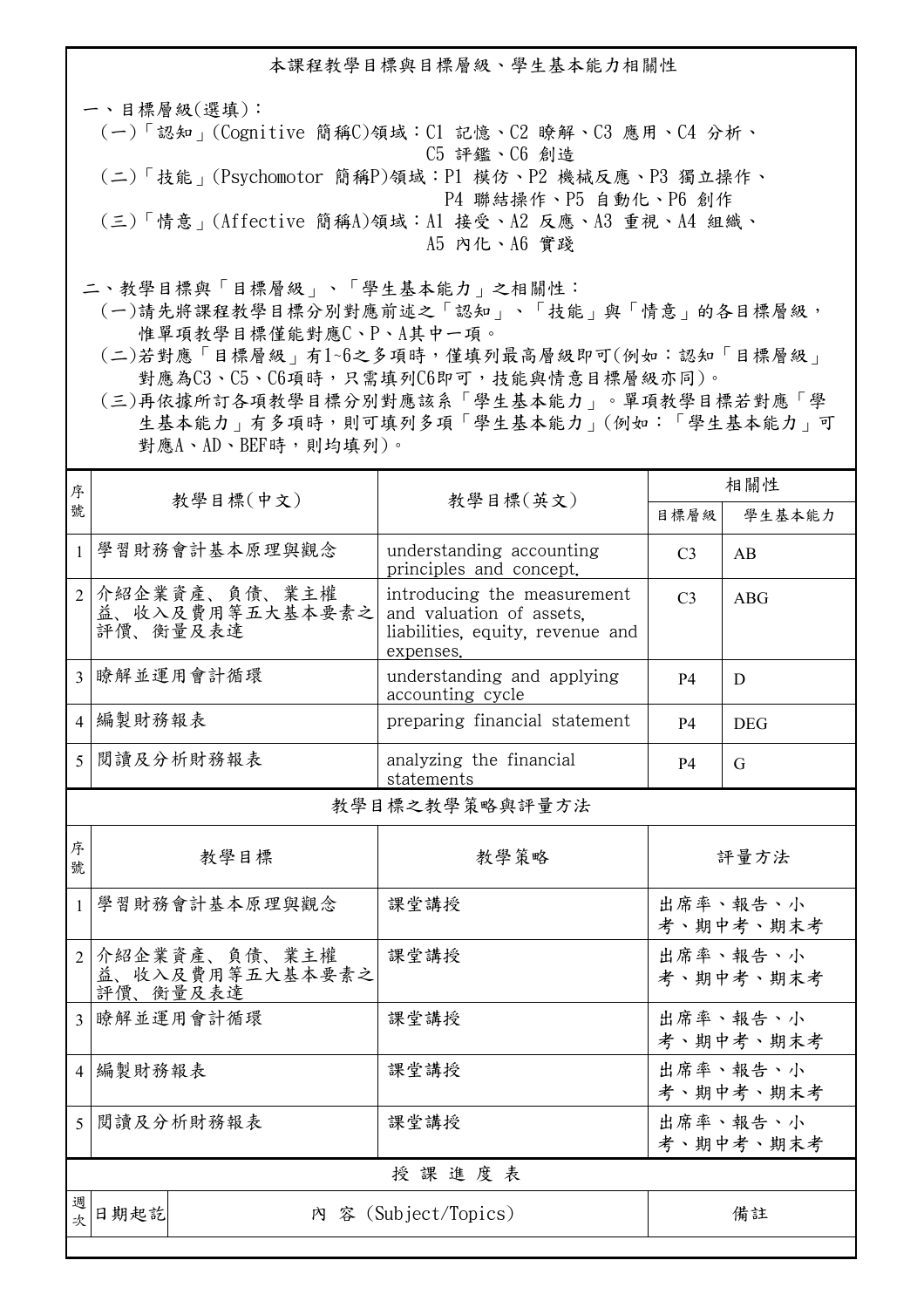## 本課程教學目標與目標層級、學生基本能力相關性

一、目標層級(選填)：

(一)「認知」(Cognitive 簡稱C)領域：C1 記憶、C2 瞭解、C3 應用、C4 分析、C5 評鑑、C6 創造

(二)「技能」(Psychomotor 簡稱P)領域：P1 模仿、P2 機械反應、P3 獨立操作、P4 聯結操作、P5 自動化、P6 創作

(三)「情意」(Affective 簡稱A)領域：A1 接受、A2 反應、A3 重視、A4 組織、A5 內化、A6 實踐

二、教學目標與「目標層級」、「學生基本能力」之相關性：

(一)請先將課程教學目標分別對應前述之「認知」、「技能」與「情意」的各目標層級，惟單項教學目標僅能對應C、P、A其中一項。

(二)若對應「目標層級」有1~6之多項時，僅填列最高層級即可(例如：認知「目標層級」對應為C3、C5、C6項時，只需填列C6即可，技能與情意目標層級亦同)。

(三)再依據所訂各項教學目標分別對應該系「學生基本能力」。單項教學目標若對應「學生基本能力」有多項時，則可填列多項「學生基本能力」(例如：「學生基本能力」可對應A、AD、BEF時，則均填列)。

| 序號 | 教學目標(中文) | 教學目標(英文) | 相關性 | |
|---|---|---|---|---|
| | | | 目標層級 | 學生基本能力 |
| 1 | 學習財務會計基本原理與觀念 | understanding accounting principles and concept. | C3 | AB |
| 2 | 介紹企業資產、負債、業主權益、收入及費用等五大基本要素之評價、衡量及表達 | introducing the measurement and valuation of assets, liabilities, equity, revenue and expenses. | C3 | ABG |
| 3 | 瞭解並運用會計循環 | understanding and applying accounting cycle | P4 | D |
| 4 | 編製財務報表 | preparing financial statement | P4 | DEG |
| 5 | 閱讀及分析財務報表 | analyzing the financial statements | P4 | G |

## 教學目標之教學策略與評量方法

| 序號 | 教學目標 | 教學策略 | 評量方法 |
|---|---|---|---|
| 1 | 學習財務會計基本原理與觀念 | 課堂講授 | 出席率、報告、小考、期中考、期末考 |
| 2 | 介紹企業資產、負債、業主權益、收入及費用等五大基本要素之評價、衡量及表達 | 課堂講授 | 出席率、報告、小考、期中考、期末考 |
| 3 | 瞭解並運用會計循環 | 課堂講授 | 出席率、報告、小考、期中考、期末考 |
| 4 | 編製財務報表 | 課堂講授 | 出席率、報告、小考、期中考、期末考 |
| 5 | 閱讀及分析財務報表 | 課堂講授 | 出席率、報告、小考、期中考、期末考 |

## 授 課 進 度 表

| 週次 | 日期起訖 | 內 容 (Subject/Topics) | 備註 |
|---|---|---|---|
| | | | |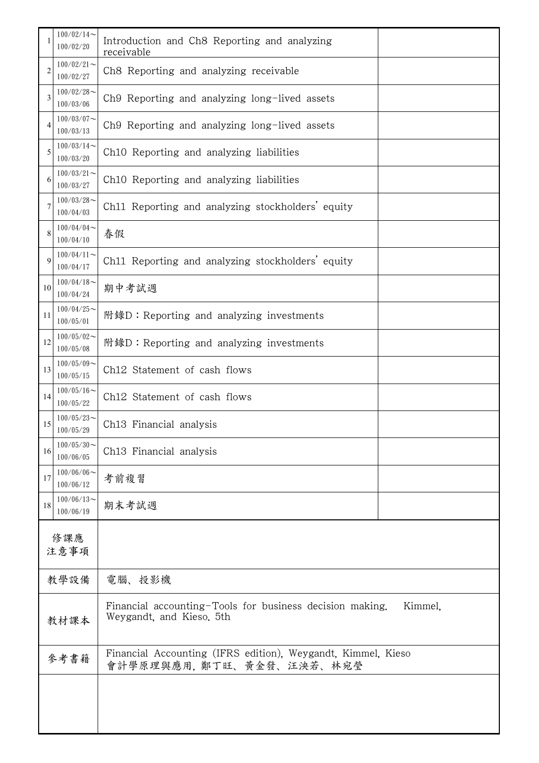| | | | |
|---|---|---|---|
| 1 | 100/02/14～100/02/20 | Introduction and Ch8 Reporting and analyzing receivable | |
| 2 | 100/02/21～100/02/27 | Ch8 Reporting and analyzing receivable | |
| 3 | 100/02/28～100/03/06 | Ch9 Reporting and analyzing long-lived assets | |
| 4 | 100/03/07～100/03/13 | Ch9 Reporting and analyzing long-lived assets | |
| 5 | 100/03/14～100/03/20 | Ch10 Reporting and analyzing liabilities | |
| 6 | 100/03/21～100/03/27 | Ch10 Reporting and analyzing liabilities | |
| 7 | 100/03/28～100/04/03 | Ch11 Reporting and analyzing stockholders' equity | |
| 8 | 100/04/04～100/04/10 | 春假 | |
| 9 | 100/04/11～100/04/17 | Ch11 Reporting and analyzing stockholders' equity | |
| 10 | 100/04/18～100/04/24 | 期中考試週 | |
| 11 | 100/04/25～100/05/01 | 附錄D：Reporting and analyzing investments | |
| 12 | 100/05/02～100/05/08 | 附錄D：Reporting and analyzing investments | |
| 13 | 100/05/09～100/05/15 | Ch12 Statement of cash flows | |
| 14 | 100/05/16～100/05/22 | Ch12 Statement of cash flows | |
| 15 | 100/05/23～100/05/29 | Ch13 Financial analysis | |
| 16 | 100/05/30～100/06/05 | Ch13 Financial analysis | |
| 17 | 100/06/06～100/06/12 | 考前複習 | |
| 18 | 100/06/13～100/06/19 | 期末考試週 | |

| | |
|---|---|
| 修課應注意事項 | |
| 教學設備 | 電腦、投影機 |
| 教材課本 | Financial accounting-Tools for business decision making. Kimmel, Weygandt, and Kieso. 5th |
| 參考書籍 | Financial Accounting (IFRS edition), Weygandt, Kimmel, Kieso<br>會計學原理與應用, 鄭丁旺、黃金發、汪泱若、林宛瑩 |
| | |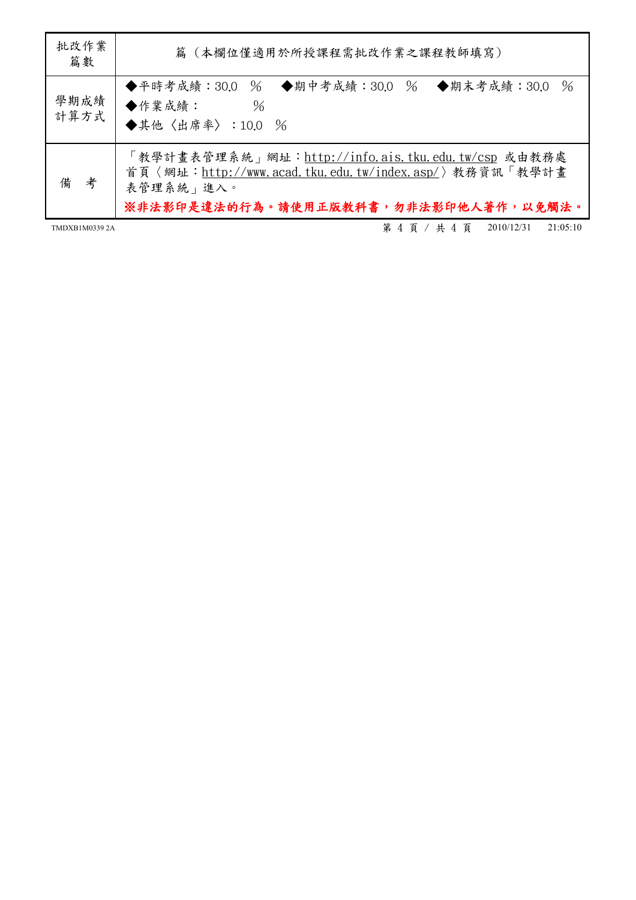| | |
|---|---|
| 批改作業篇數 | 篇（本欄位僅適用於所授課程需批改作業之課程教師填寫） |
| 學期成績計算方式 | ◆平時考成績：30.0 ％　◆期中考成績：30.0 ％　◆期末考成績：30.0 ％<br>◆作業成績：　％<br>◆其他〈出席率〉：10.0 ％ |
| 備　考 | 「教學計畫表管理系統」網址：http://info.ais.tku.edu.tw/csp 或由教務處首頁〈網址：http://www.acad.tku.edu.tw/index.asp/〉教務資訊「教學計畫表管理系統」進入。<br>**※非法影印是違法的行為。請使用正版教科書，勿非法影印他人著作，以免觸法。** |

TMDXB1M0339 2A

2010/12/31　21:05:10